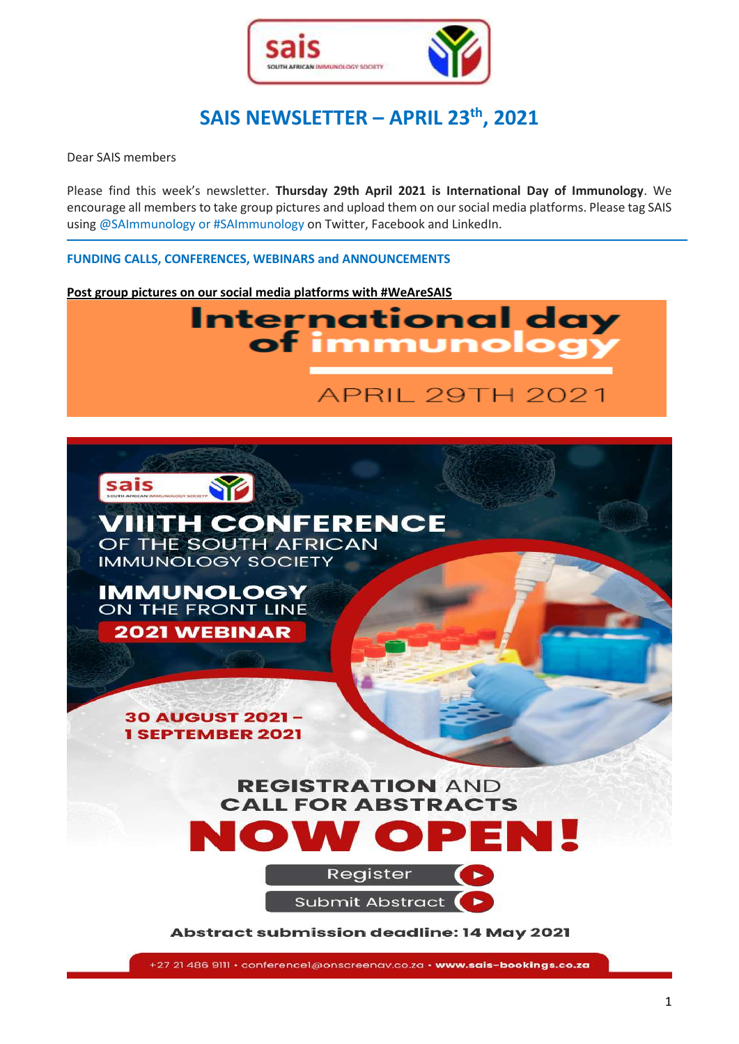# SAIS NEWSLETTER – APRIL 23th, 2021

Dear SAIS members

Please find this week's newsletter. **Thursday 29th April 2021 is International Day of Immunology**. We encourage all members to take group pictures and upload them on our social media platforms. Please tag SAIS using @SAImmunology or #SAImmunology on Twitter, Facebook and LinkedIn.

## FUNDING CALLS, CONFERENCES, WEBINARS and ANNOUNCEMENTS

**Post group pictures on our social media platforms with #WeAreSAIS**

**International day of immunology**

APRIL 29TH 2021

**VIIITH CONFERENCE** OF THE SOUTH AFRICAN IMMUNOLOGY SOCIETY

**IMMUNOLOGY** ON THE FRONT LINE

**2021 WEBINAR**

**30 AUGUST 2021 – 1 SEPTEMBER 2021**

**REGISTRATION AND CALL FOR ABSTRACTS NOW OPEN!**

Register

Submit Abstract

**Abstract submission deadline: 14 May 2021**

+27 21 486 9111 • conference1@onscreenav.co.za • **www.sais-bookings.co.za**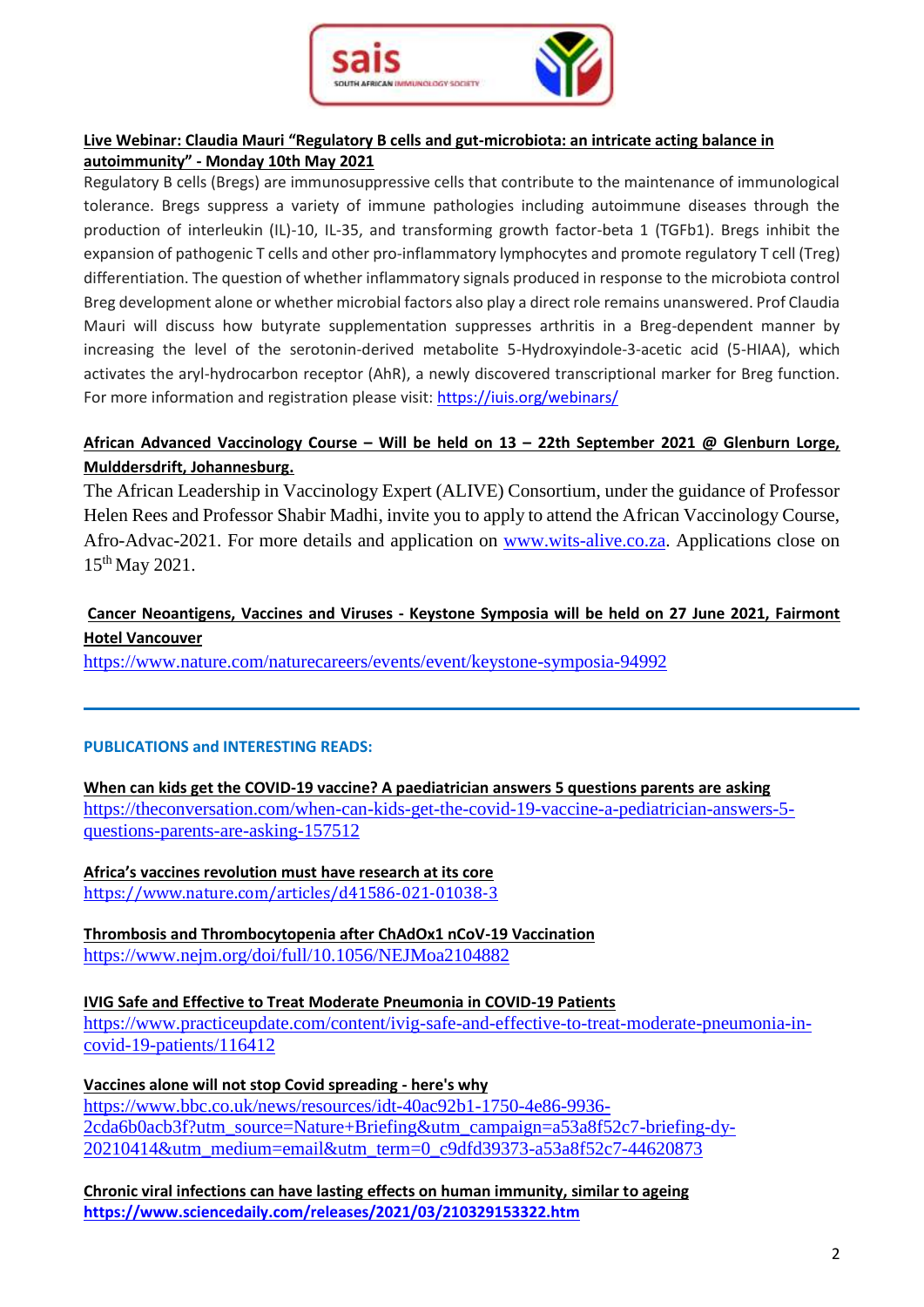**Live Webinar: Claudia Mauri "Regulatory B cells and gut-microbiota: an intricate acting balance in autoimmunity" - Monday 10th May 2021**

Regulatory B cells (Bregs) are immunosuppressive cells that contribute to the maintenance of immunological tolerance. Bregs suppress a variety of immune pathologies including autoimmune diseases through the production of interleukin (IL)-10, IL-35, and transforming growth factor-beta 1 (TGFb1). Bregs inhibit the expansion of pathogenic T cells and other pro-inflammatory lymphocytes and promote regulatory T cell (Treg) differentiation. The question of whether inflammatory signals produced in response to the microbiota control Breg development alone or whether microbial factors also play a direct role remains unanswered. Prof Claudia Mauri will discuss how butyrate supplementation suppresses arthritis in a Breg-dependent manner by increasing the level of the serotonin-derived metabolite 5-Hydroxyindole-3-acetic acid (5-HIAA), which activates the aryl-hydrocarbon receptor (AhR), a newly discovered transcriptional marker for Breg function. For more information and registration please visit: https://iuis.org/webinars/

**African Advanced Vaccinology Course – Will be held on 13 – 22th September 2021 @ Glenburn Lorge, Mulddersdrift, Johannesburg.**

The African Leadership in Vaccinology Expert (ALIVE) Consortium, under the guidance of Professor Helen Rees and Professor Shabir Madhi, invite you to apply to attend the African Vaccinology Course, Afro-Advac-2021. For more details and application on www.wits-alive.co.za. Applications close on 15th May 2021.

**Cancer Neoantigens, Vaccines and Viruses - Keystone Symposia will be held on 27 June 2021, Fairmont Hotel Vancouver**

https://www.nature.com/naturecareers/events/event/keystone-symposia-94992

---

**PUBLICATIONS and INTERESTING READS:**

**When can kids get the COVID-19 vaccine? A paediatrician answers 5 questions parents are asking**
https://theconversation.com/when-can-kids-get-the-covid-19-vaccine-a-pediatrician-answers-5-questions-parents-are-asking-157512

**Africa's vaccines revolution must have research at its core**
https://www.nature.com/articles/d41586-021-01038-3

**Thrombosis and Thrombocytopenia after ChAdOx1 nCoV-19 Vaccination**
https://www.nejm.org/doi/full/10.1056/NEJMoa2104882

**IVIG Safe and Effective to Treat Moderate Pneumonia in COVID-19 Patients**
https://www.practiceupdate.com/content/ivig-safe-and-effective-to-treat-moderate-pneumonia-in-covid-19-patients/116412

**Vaccines alone will not stop Covid spreading - here's why**
https://www.bbc.co.uk/news/resources/idt-40ac92b1-1750-4e86-9936-2cda6b0acb3f?utm_source=Nature+Briefing&utm_campaign=a53a8f52c7-briefing-dy-20210414&utm_medium=email&utm_term=0_c9dfd39373-a53a8f52c7-44620873

**Chronic viral infections can have lasting effects on human immunity, similar to ageing**
**https://www.sciencedaily.com/releases/2021/03/210329153322.htm**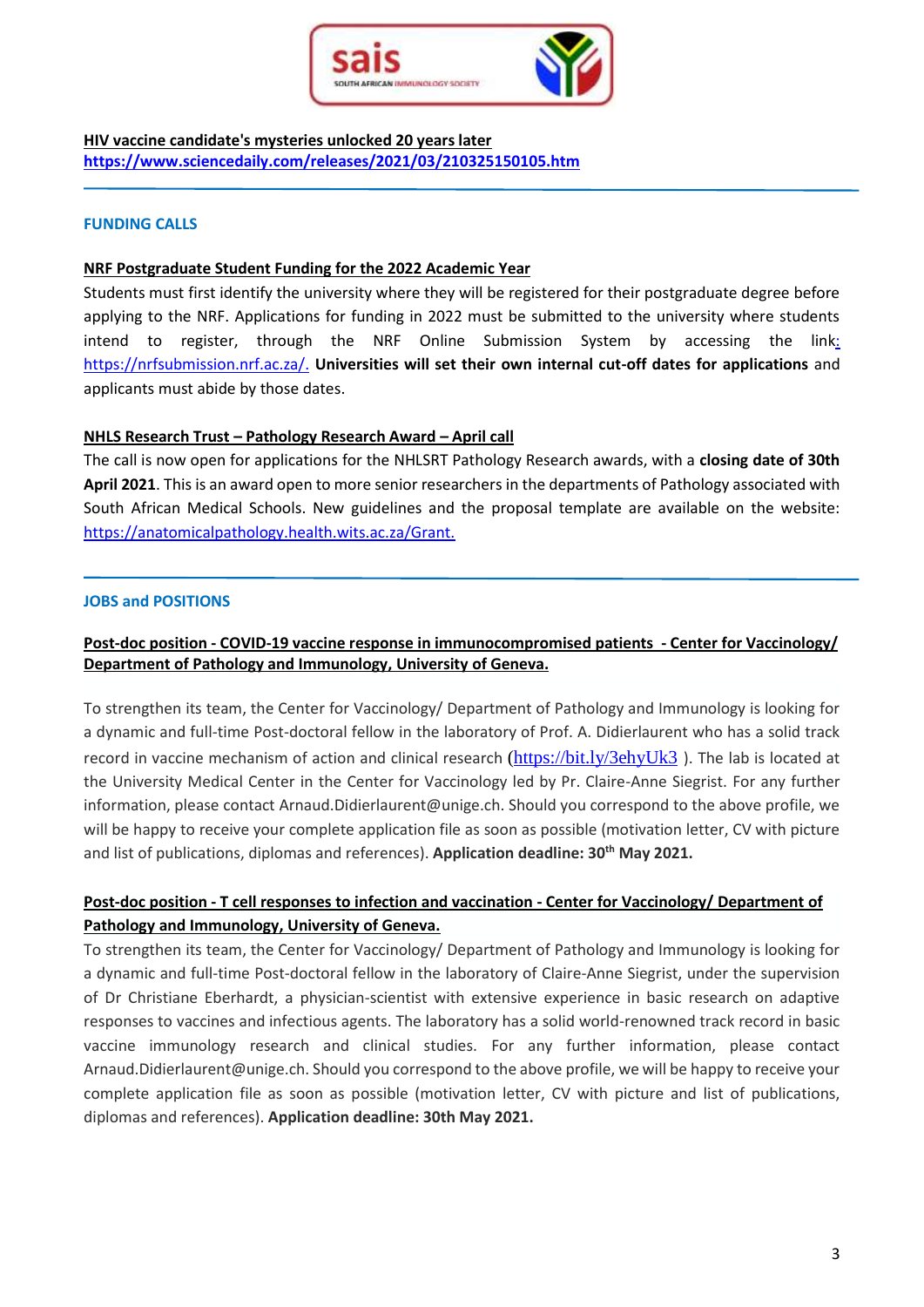**HIV vaccine candidate's mysteries unlocked 20 years later**
**https://www.sciencedaily.com/releases/2021/03/210325150105.htm**

---

## FUNDING CALLS

**NRF Postgraduate Student Funding for the 2022 Academic Year**

Students must first identify the university where they will be registered for their postgraduate degree before applying to the NRF. Applications for funding in 2022 must be submitted to the university where students intend to register, through the NRF Online Submission System by accessing the link: https://nrfsubmission.nrf.ac.za/. **Universities will set their own internal cut-off dates for applications** and applicants must abide by those dates.

**NHLS Research Trust – Pathology Research Award – April call**

The call is now open for applications for the NHLSRT Pathology Research awards, with a **closing date of 30th April 2021**. This is an award open to more senior researchers in the departments of Pathology associated with South African Medical Schools. New guidelines and the proposal template are available on the website: https://anatomicalpathology.health.wits.ac.za/Grant.

---

## JOBS and POSITIONS

**Post-doc position - COVID-19 vaccine response in immunocompromised patients - Center for Vaccinology/ Department of Pathology and Immunology, University of Geneva.**

To strengthen its team, the Center for Vaccinology/ Department of Pathology and Immunology is looking for a dynamic and full-time Post-doctoral fellow in the laboratory of Prof. A. Didierlaurent who has a solid track record in vaccine mechanism of action and clinical research (https://bit.ly/3ehyUk3 ). The lab is located at the University Medical Center in the Center for Vaccinology led by Pr. Claire-Anne Siegrist. For any further information, please contact Arnaud.Didierlaurent@unige.ch. Should you correspond to the above profile, we will be happy to receive your complete application file as soon as possible (motivation letter, CV with picture and list of publications, diplomas and references). **Application deadline: 30th May 2021.**

**Post-doc position - T cell responses to infection and vaccination - Center for Vaccinology/ Department of Pathology and Immunology, University of Geneva.**

To strengthen its team, the Center for Vaccinology/ Department of Pathology and Immunology is looking for a dynamic and full-time Post-doctoral fellow in the laboratory of Claire-Anne Siegrist, under the supervision of Dr Christiane Eberhardt, a physician-scientist with extensive experience in basic research on adaptive responses to vaccines and infectious agents. The laboratory has a solid world-renowned track record in basic vaccine immunology research and clinical studies. For any further information, please contact Arnaud.Didierlaurent@unige.ch. Should you correspond to the above profile, we will be happy to receive your complete application file as soon as possible (motivation letter, CV with picture and list of publications, diplomas and references). **Application deadline: 30th May 2021.**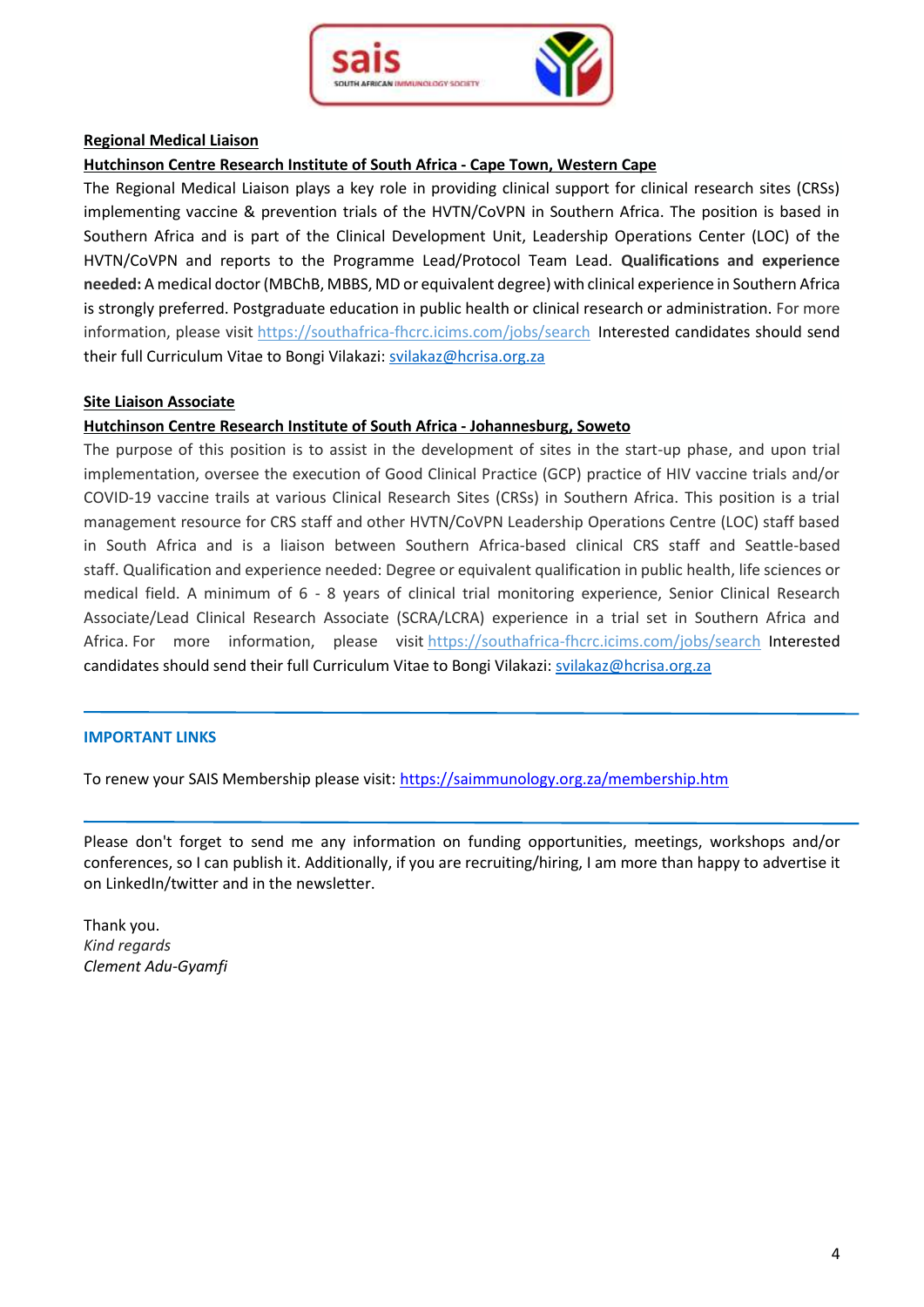**Regional Medical Liaison**

**Hutchinson Centre Research Institute of South Africa - Cape Town, Western Cape**

The Regional Medical Liaison plays a key role in providing clinical support for clinical research sites (CRSs) implementing vaccine & prevention trials of the HVTN/CoVPN in Southern Africa. The position is based in Southern Africa and is part of the Clinical Development Unit, Leadership Operations Center (LOC) of the HVTN/CoVPN and reports to the Programme Lead/Protocol Team Lead. **Qualifications and experience needed:** A medical doctor (MBChB, MBBS, MD or equivalent degree) with clinical experience in Southern Africa is strongly preferred. Postgraduate education in public health or clinical research or administration. For more information, please visit https://southafrica-fhcrc.icims.com/jobs/search Interested candidates should send their full Curriculum Vitae to Bongi Vilakazi: svilakaz@hcrisa.org.za

**Site Liaison Associate**

**Hutchinson Centre Research Institute of South Africa - Johannesburg, Soweto**

The purpose of this position is to assist in the development of sites in the start-up phase, and upon trial implementation, oversee the execution of Good Clinical Practice (GCP) practice of HIV vaccine trials and/or COVID-19 vaccine trails at various Clinical Research Sites (CRSs) in Southern Africa. This position is a trial management resource for CRS staff and other HVTN/CoVPN Leadership Operations Centre (LOC) staff based in South Africa and is a liaison between Southern Africa-based clinical CRS staff and Seattle-based staff. Qualification and experience needed: Degree or equivalent qualification in public health, life sciences or medical field. A minimum of 6 - 8 years of clinical trial monitoring experience, Senior Clinical Research Associate/Lead Clinical Research Associate (SCRA/LCRA) experience in a trial set in Southern Africa and Africa. For more information, please visit https://southafrica-fhcrc.icims.com/jobs/search Interested candidates should send their full Curriculum Vitae to Bongi Vilakazi: svilakaz@hcrisa.org.za

---

**IMPORTANT LINKS**

To renew your SAIS Membership please visit: https://saimmunology.org.za/membership.htm

---

Please don't forget to send me any information on funding opportunities, meetings, workshops and/or conferences, so I can publish it. Additionally, if you are recruiting/hiring, I am more than happy to advertise it on LinkedIn/twitter and in the newsletter.

Thank you.
*Kind regards*
*Clement Adu-Gyamfi*